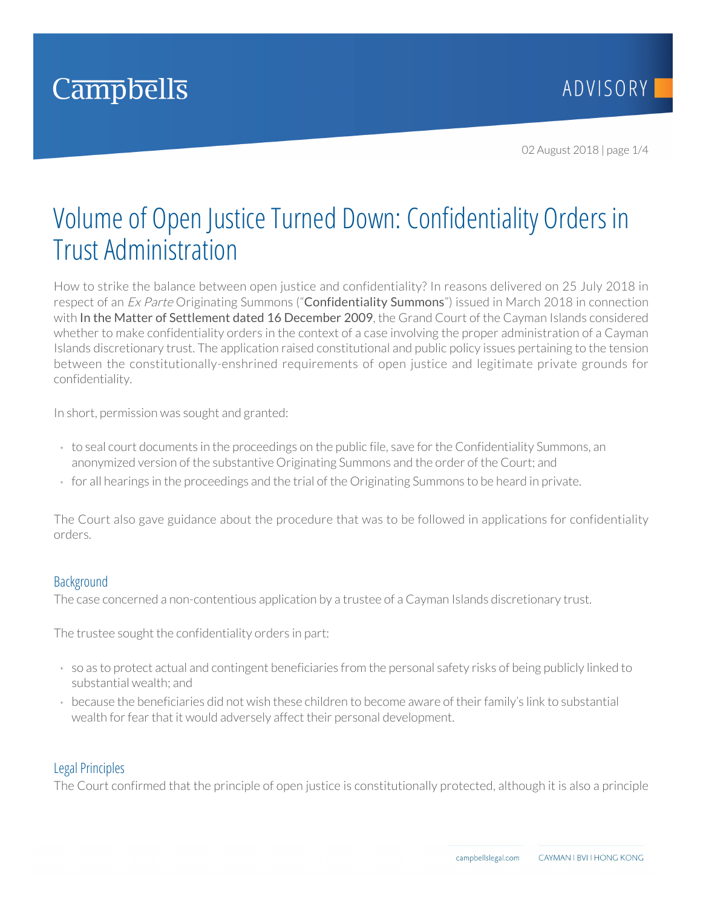# Volume of Open Justice Turned Down: Confidentiality Orders in Trust Administration

How to strike the balance between open justice and confidentiality? In reasons delivered on 25 July 2018 in respect of an *Ex Parte* Originating Summons ("**Confidentiality Summons**") issued in March 2018 in connection with **In the Matter of Settlement dated 16 December 2009**, the Grand Court of the Cayman Islands considered whether to make confidentiality orders in the context of a case involving the proper administration of a Cayman Islands discretionary trust. The application raised constitutional and public policy issues pertaining to the tension between the constitutionally-enshrined requirements of open justice and legitimate private grounds for confidentiality.

In short, permission was sought and granted:

- to seal court documents in the proceedings on the public file, save for the Confidentiality Summons, an anonymized version of the substantive Originating Summons and the order of the Court; and
- for all hearings in the proceedings and the trial of the Originating Summons to be heard in private.

The Court also gave guidance about the procedure that was to be followed in applications for confidentiality orders.

## Background

The case concerned a non-contentious application by a trustee of a Cayman Islands discretionary trust.

The trustee sought the confidentiality orders in part:

- so as to protect actual and contingent beneficiaries from the personal safety risks of being publicly linked to substantial wealth; and
- because the beneficiaries did not wish these children to become aware of their family's link to substantial wealth for fear that it would adversely affect their personal development.

## Legal Principles

The Court confirmed that the principle of open justice is constitutionally protected, although it is also a principle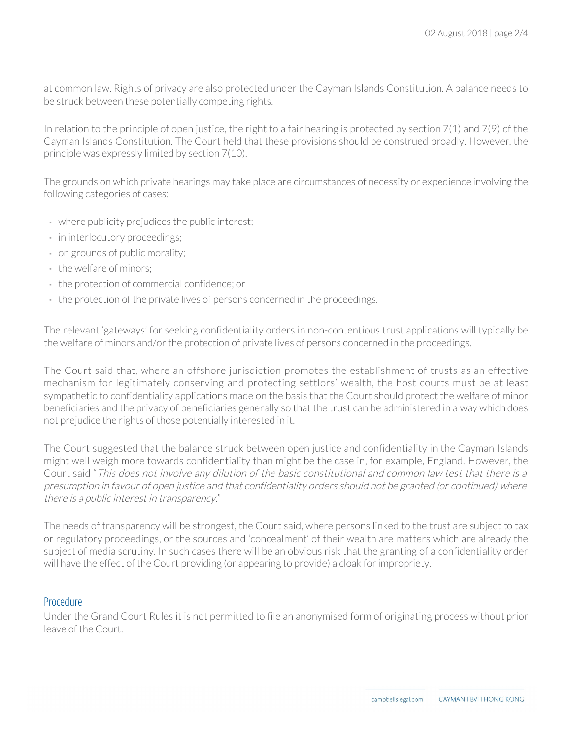at common law. Rights of privacy are also protected under the Cayman Islands Constitution. A balance needs to be struck between these potentially competing rights.

In relation to the principle of open justice, the right to a fair hearing is protected by section 7(1) and 7(9) of the Cayman Islands Constitution. The Court held that these provisions should be construed broadly. However, the principle was expressly limited by section 7(10).

The grounds on which private hearings may take place are circumstances of necessity or expedience involving the following categories of cases:

- where publicity prejudices the public interest;
- in interlocutory proceedings;
- on grounds of public morality;
- the welfare of minors;
- the protection of commercial confidence; or
- the protection of the private lives of persons concerned in the proceedings.

The relevant 'gateways' for seeking confidentiality orders in non-contentious trust applications will typically be the welfare of minors and/or the protection of private lives of persons concerned in the proceedings.

The Court said that, where an offshore jurisdiction promotes the establishment of trusts as an effective mechanism for legitimately conserving and protecting settlors' wealth, the host courts must be at least sympathetic to confidentiality applications made on the basis that the Court should protect the welfare of minor beneficiaries and the privacy of beneficiaries generally so that the trust can be administered in a way which does not prejudice the rights of those potentially interested in it.

The Court suggested that the balance struck between open justice and confidentiality in the Cayman Islands might well weigh more towards confidentiality than might be the case in, for example, England. However, the Court said "*This does not involve any dilution of the basic constitutional and common law test that there is a presumption in favour of open justice and that confidentiality orders should not be granted (or continued) where there is a public interest in transparency.*"

The needs of transparency will be strongest, the Court said, where persons linked to the trust are subject to tax or regulatory proceedings, or the sources and 'concealment' of their wealth are matters which are already the subject of media scrutiny. In such cases there will be an obvious risk that the granting of a confidentiality order will have the effect of the Court providing (or appearing to provide) a cloak for impropriety.

## Procedure

Under the Grand Court Rules it is not permitted to file an anonymised form of originating process without prior leave of the Court.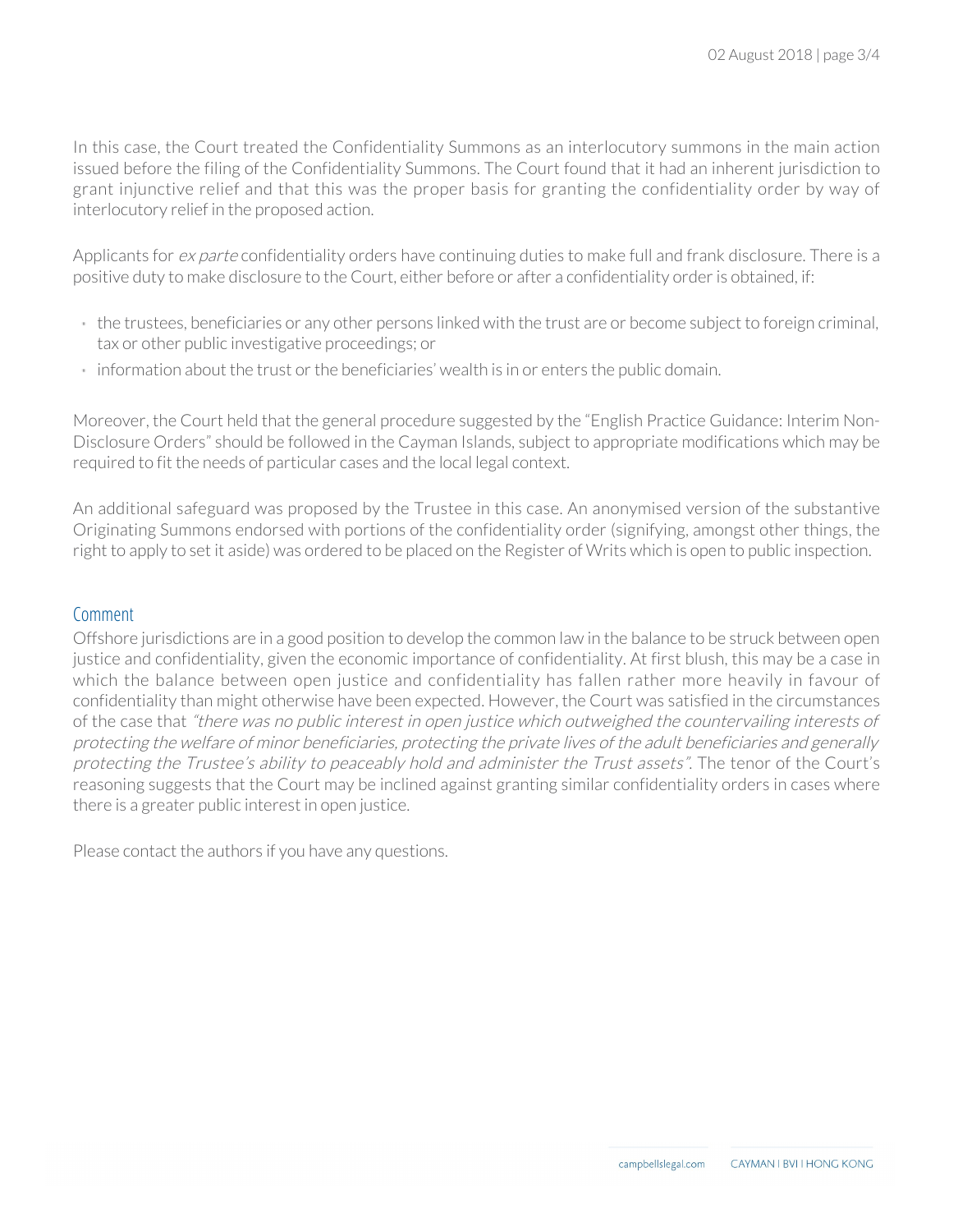In this case, the Court treated the Confidentiality Summons as an interlocutory summons in the main action issued before the filing of the Confidentiality Summons. The Court found that it had an inherent jurisdiction to grant injunctive relief and that this was the proper basis for granting the confidentiality order by way of interlocutory relief in the proposed action.

Applicants for *ex parte* confidentiality orders have continuing duties to make full and frank disclosure. There is a positive duty to make disclosure to the Court, either before or after a confidentiality order is obtained, if:

- the trustees, beneficiaries or any other persons linked with the trust are or become subject to foreign criminal, tax or other public investigative proceedings; or
- information about the trust or the beneficiaries' wealth is in or enters the public domain.

Moreover, the Court held that the general procedure suggested by the "English Practice Guidance: Interim Non-Disclosure Orders" should be followed in the Cayman Islands, subject to appropriate modifications which may be required to fit the needs of particular cases and the local legal context.

An additional safeguard was proposed by the Trustee in this case. An anonymised version of the substantive Originating Summons endorsed with portions of the confidentiality order (signifying, amongst other things, the right to apply to set it aside) was ordered to be placed on the Register of Writs which is open to public inspection.

## Comment

Offshore jurisdictions are in a good position to develop the common law in the balance to be struck between open justice and confidentiality, given the economic importance of confidentiality. At first blush, this may be a case in which the balance between open justice and confidentiality has fallen rather more heavily in favour of confidentiality than might otherwise have been expected. However, the Court was satisfied in the circumstances of the case that *"there was no public interest in open justice which outweighed the countervailing interests of protecting the welfare of minor beneficiaries, protecting the private lives of the adult beneficiaries and generally protecting the Trustee's ability to peaceably hold and administer the Trust assets"*. The tenor of the Court's reasoning suggests that the Court may be inclined against granting similar confidentiality orders in cases where there is a greater public interest in open justice.

Please contact the authors if you have any questions.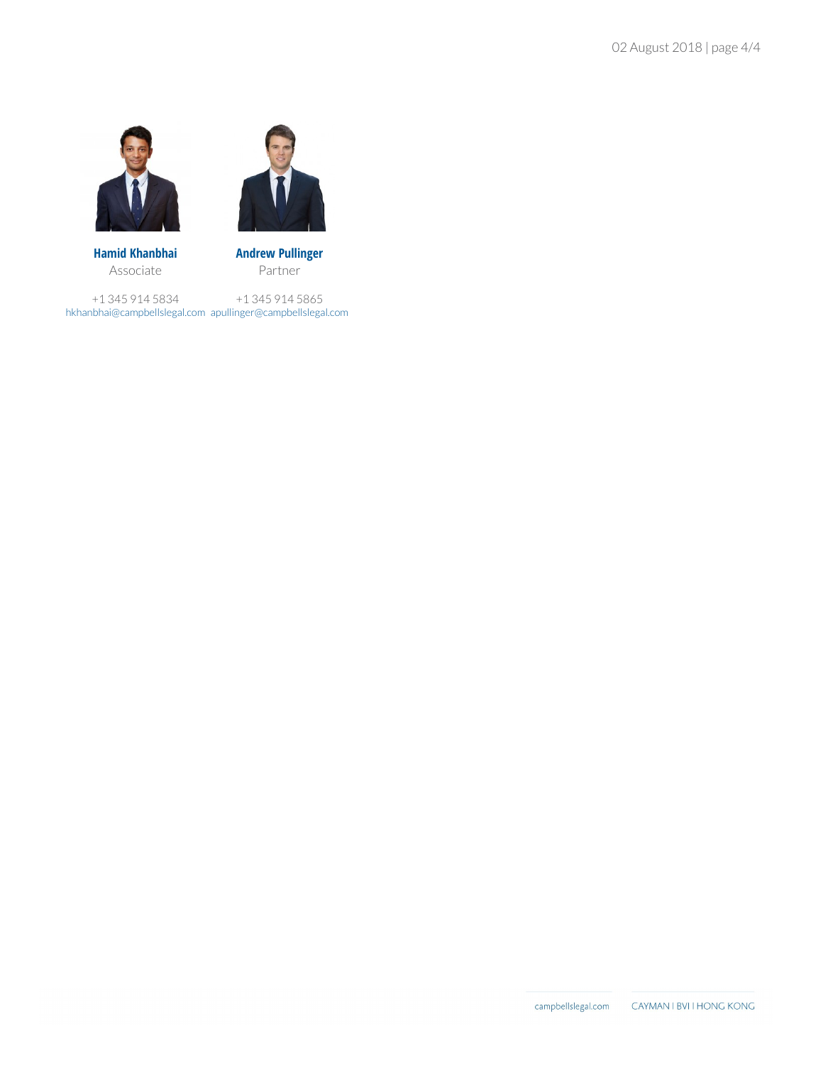**Hamid Khanbhai**
Associate

+1 345 914 5834
hkhanbhai@campbellslegal.com

**Andrew Pullinger**
Partner

+1 345 914 5865
apullinger@campbellslegal.com